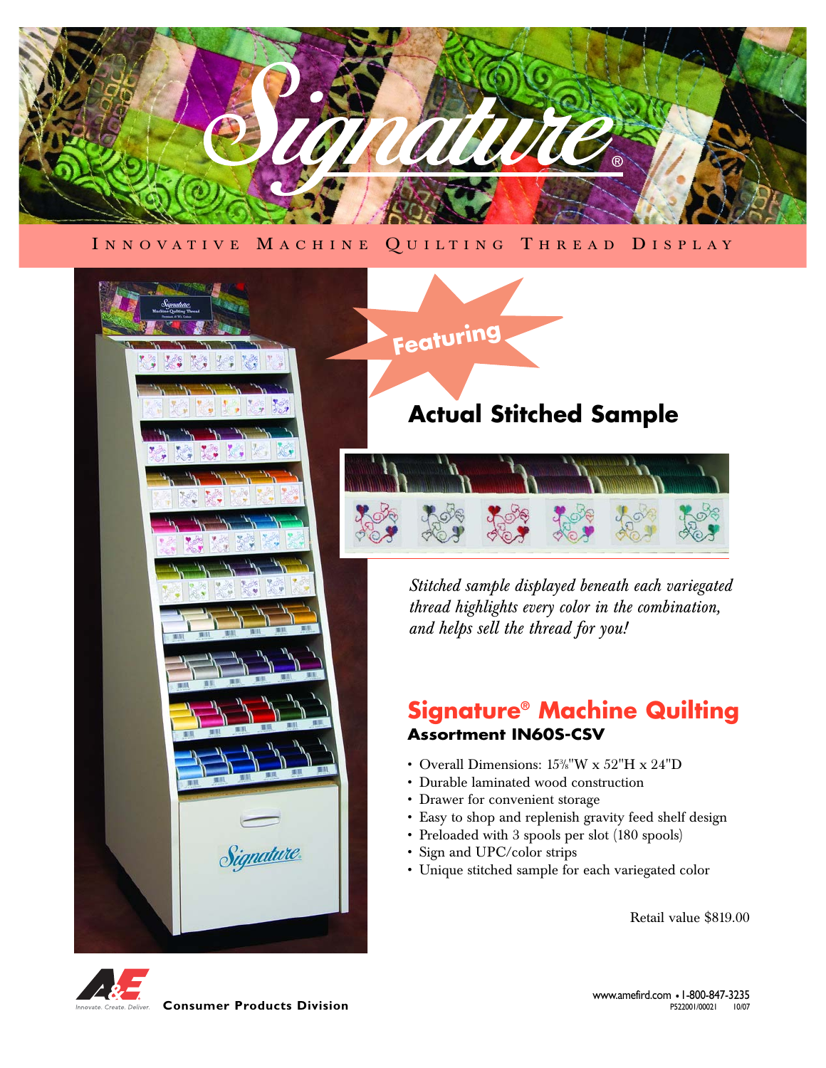# Signature®

INNOVATIVE MACHINE QUILTING THREAD DISPLAY

Featuring

## Actual Stitched Sample

*Stitched sample displayed beneath each variegated thread highlights every color in the combination, and helps sell the thread for you!*

## Signature® Machine Quilting

### Assortment IN60S-CSV

- Overall Dimensions: 15⅜"W x 52"H x 24"D
- Durable laminated wood construction
- Drawer for convenient storage
- Easy to shop and replenish gravity feed shelf design
- Preloaded with 3 spools per slot (180 spools)
- Sign and UPC/color strips
- Unique stitched sample for each variegated color

Retail value $819.00

A&E Innovate. Create. Deliver. **Consumer Products Division**

www.amefird.com • 1-800-847-3235
P522001/00021 10/07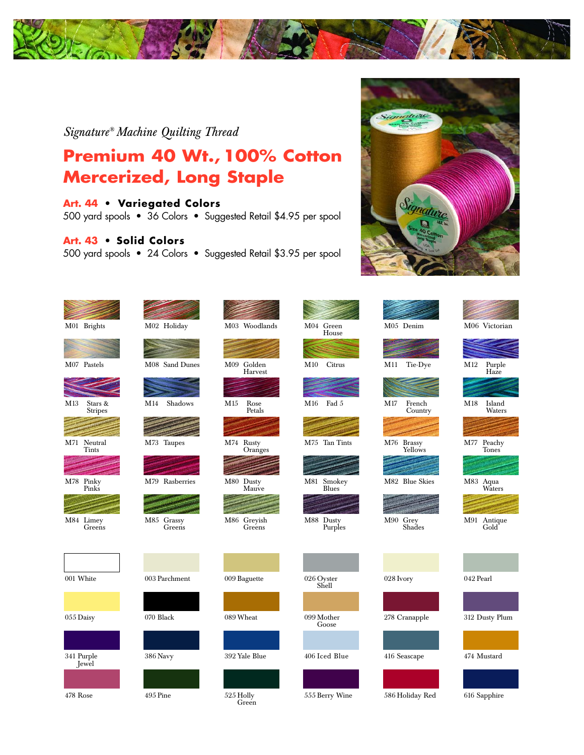*Signature® Machine Quilting Thread*

# Premium 40 Wt., 100% Cotton Mercerized, Long Staple

**Art. 44 • Variegated Colors**
500 yard spools • 36 Colors • Suggested Retail $4.95 per spool

**Art. 43 • Solid Colors**
500 yard spools • 24 Colors • Suggested Retail $3.95 per spool

| | | | | | |
|---|---|---|---|---|---|
| M01 Brights | M02 Holiday | M03 Woodlands | M04 Green House | M05 Denim | M06 Victorian |
| M07 Pastels | M08 Sand Dunes | M09 Golden Harvest | M10 Citrus | M11 Tie-Dye | M12 Purple Haze |
| M13 Stars & Stripes | M14 Shadows | M15 Rose Petals | M16 Fad 5 | M17 French Country | M18 Island Waters |
| M71 Neutral Tints | M73 Taupes | M74 Rusty Oranges | M75 Tan Tints | M76 Brassy Yellows | M77 Peachy Tones |
| M78 Pinky Pinks | M79 Rasberries | M80 Dusty Mauve | M81 Smokey Blues | M82 Blue Skies | M83 Aqua Waters |
| M84 Limey Greens | M85 Grassy Greens | M86 Greyish Greens | M88 Dusty Purples | M90 Grey Shades | M91 Antique Gold |

| | | | | | |
|---|---|---|---|---|---|
| 001 White | 003 Parchment | 009 Baguette | 026 Oyster Shell | 028 Ivory | 042 Pearl |
| 055 Daisy | 070 Black | 089 Wheat | 099 Mother Goose | 278 Cranapple | 312 Dusty Plum |
| 341 Purple Jewel | 386 Navy | 392 Yale Blue | 406 Iced Blue | 416 Seascape | 474 Mustard |
| 478 Rose | 495 Pine | 525 Holly Green | 555 Berry Wine | 586 Holiday Red | 616 Sapphire |